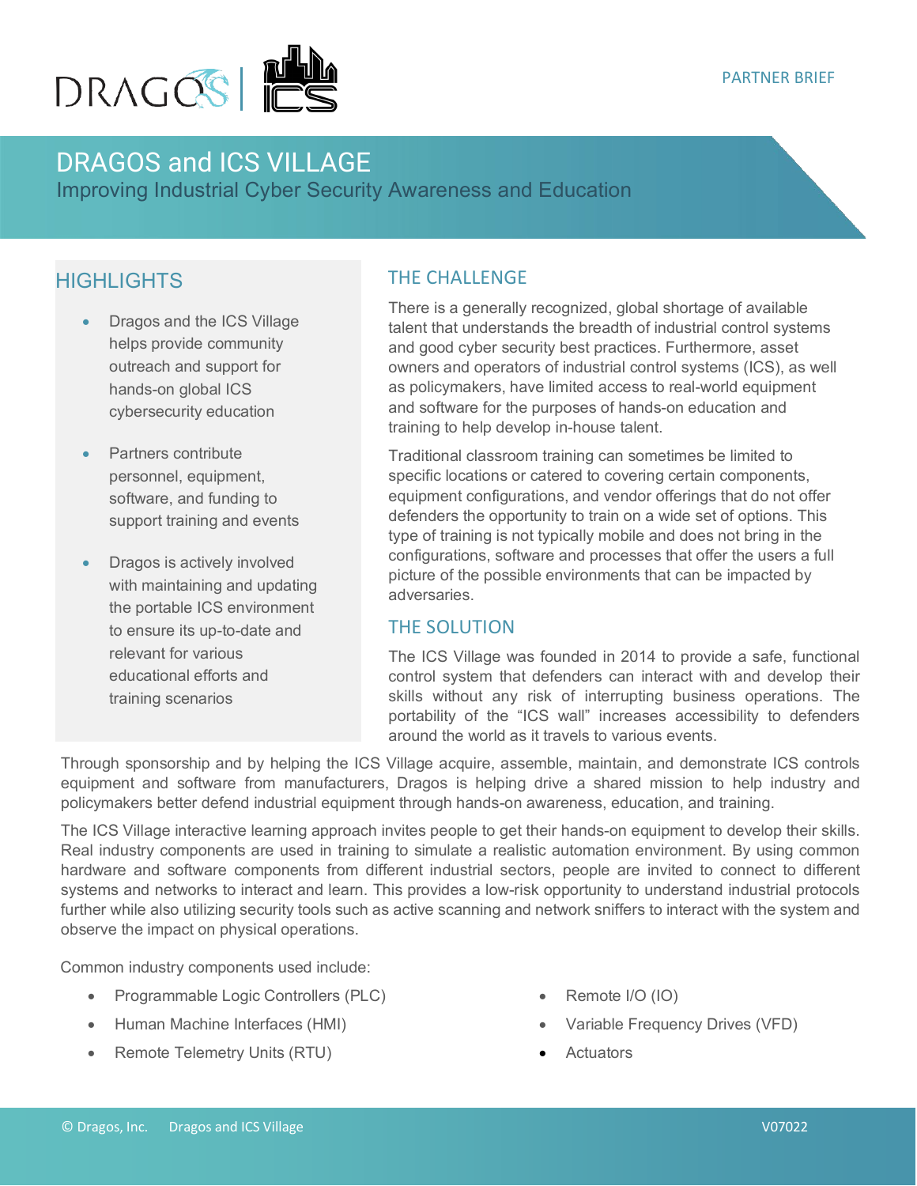PARTNER BRIEF

# DRAGOS and ICS VILLAGE

## Improving Industrial Cyber Security Awareness and Education

## HIGHLIGHTS

- Dragos and the ICS Village helps provide community outreach and support for hands-on global ICS cybersecurity education
- Partners contribute personnel, equipment, software, and funding to support training and events
- Dragos is actively involved with maintaining and updating the portable ICS environment to ensure its up-to-date and relevant for various educational efforts and training scenarios

## THE CHALLENGE

There is a generally recognized, global shortage of available talent that understands the breadth of industrial control systems and good cyber security best practices. Furthermore, asset owners and operators of industrial control systems (ICS), as well as policymakers, have limited access to real-world equipment and software for the purposes of hands-on education and training to help develop in-house talent.

Traditional classroom training can sometimes be limited to specific locations or catered to covering certain components, equipment configurations, and vendor offerings that do not offer defenders the opportunity to train on a wide set of options. This type of training is not typically mobile and does not bring in the configurations, software and processes that offer the users a full picture of the possible environments that can be impacted by adversaries.

## THE SOLUTION

The ICS Village was founded in 2014 to provide a safe, functional control system that defenders can interact with and develop their skills without any risk of interrupting business operations. The portability of the "ICS wall" increases accessibility to defenders around the world as it travels to various events.

Through sponsorship and by helping the ICS Village acquire, assemble, maintain, and demonstrate ICS controls equipment and software from manufacturers, Dragos is helping drive a shared mission to help industry and policymakers better defend industrial equipment through hands-on awareness, education, and training.

The ICS Village interactive learning approach invites people to get their hands-on equipment to develop their skills. Real industry components are used in training to simulate a realistic automation environment. By using common hardware and software components from different industrial sectors, people are invited to connect to different systems and networks to interact and learn. This provides a low-risk opportunity to understand industrial protocols further while also utilizing security tools such as active scanning and network sniffers to interact with the system and observe the impact on physical operations.

Common industry components used include:

- Programmable Logic Controllers (PLC)
- Human Machine Interfaces (HMI)
- Remote Telemetry Units (RTU)
- Remote I/O (IO)
- Variable Frequency Drives (VFD)
- Actuators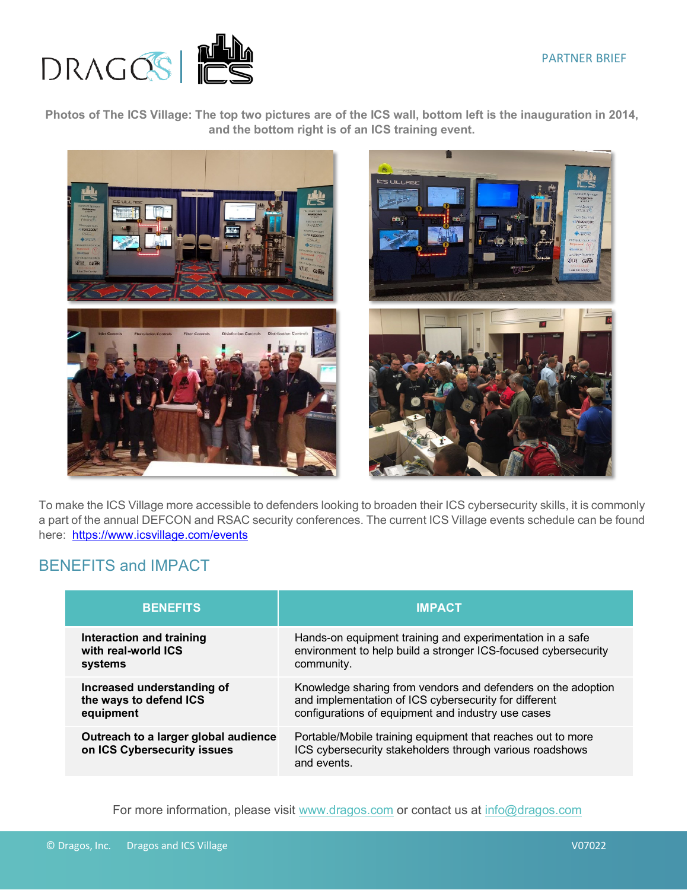**Photos of The ICS Village: The top two pictures are of the ICS wall, bottom left is the inauguration in 2014, and the bottom right is of an ICS training event.**

To make the ICS Village more accessible to defenders looking to broaden their ICS cybersecurity skills, it is commonly a part of the annual DEFCON and RSAC security conferences. The current ICS Village events schedule can be found here: https://www.icsvillage.com/events

## BENEFITS and IMPACT

| BENEFITS | IMPACT |
|---|---|
| **Interaction and training with real-world ICS systems** | Hands-on equipment training and experimentation in a safe environment to help build a stronger ICS-focused cybersecurity community. |
| **Increased understanding of the ways to defend ICS equipment** | Knowledge sharing from vendors and defenders on the adoption and implementation of ICS cybersecurity for different configurations of equipment and industry use cases |
| **Outreach to a larger global audience on ICS Cybersecurity issues** | Portable/Mobile training equipment that reaches out to more ICS cybersecurity stakeholders through various roadshows and events. |

For more information, please visit www.dragos.com or contact us at info@dragos.com